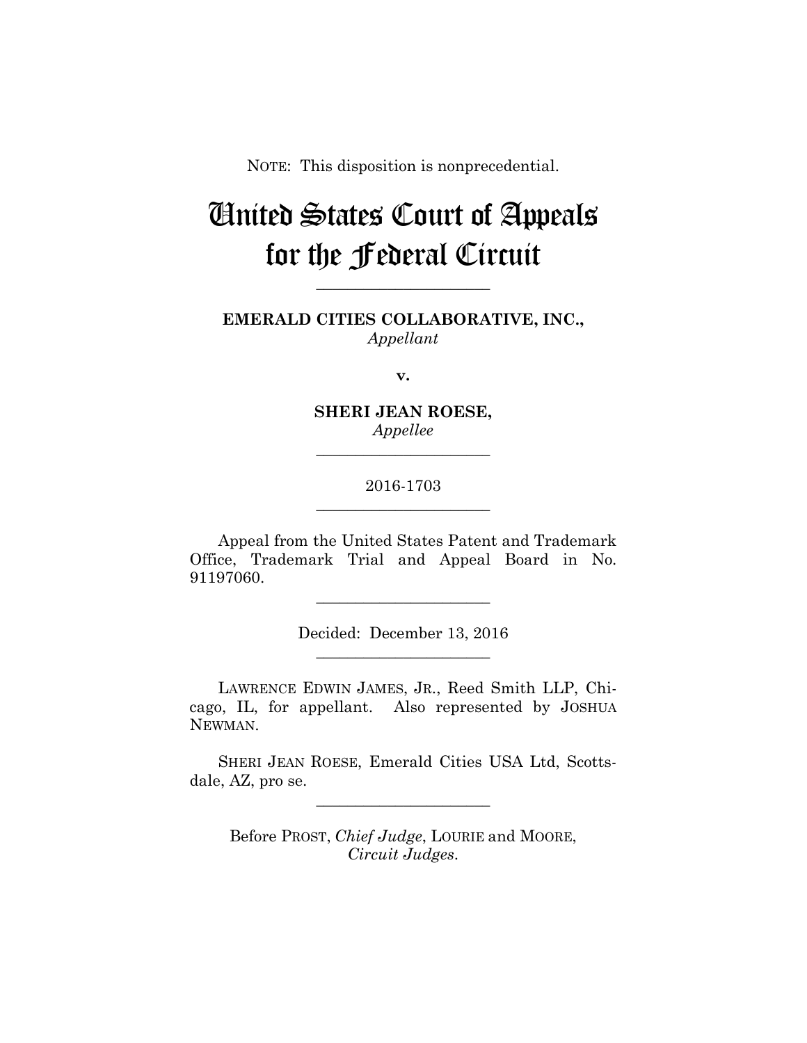NOTE: This disposition is nonprecedential.

# United States Court of Appeals for the Federal Circuit

______________________

**EMERALD CITIES COLLABORATIVE, INC.,**
*Appellant*

**v.**

**SHERI JEAN ROESE,**
*Appellee*

______________________

2016-1703

______________________

Appeal from the United States Patent and Trademark Office, Trademark Trial and Appeal Board in No. 91197060.

______________________

Decided: December 13, 2016

______________________

LAWRENCE EDWIN JAMES, JR., Reed Smith LLP, Chicago, IL, for appellant. Also represented by JOSHUA NEWMAN.

SHERI JEAN ROESE, Emerald Cities USA Ltd, Scottsdale, AZ, pro se.

______________________

Before PROST, *Chief Judge*, LOURIE and MOORE, *Circuit Judges*.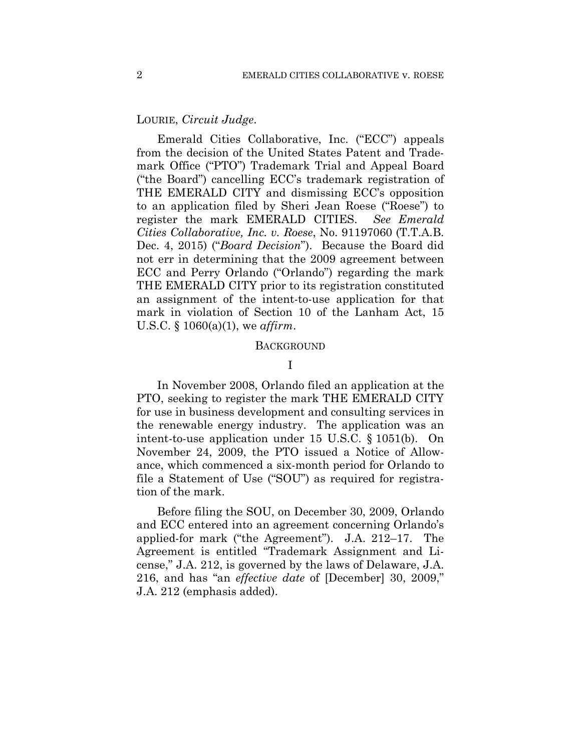LOURIE, *Circuit Judge*.

Emerald Cities Collaborative, Inc. ("ECC") appeals from the decision of the United States Patent and Trademark Office ("PTO") Trademark Trial and Appeal Board ("the Board") cancelling ECC's trademark registration of THE EMERALD CITY and dismissing ECC's opposition to an application filed by Sheri Jean Roese ("Roese") to register the mark EMERALD CITIES. *See Emerald Cities Collaborative, Inc. v. Roese*, No. 91197060 (T.T.A.B. Dec. 4, 2015) ("*Board Decision*"). Because the Board did not err in determining that the 2009 agreement between ECC and Perry Orlando ("Orlando") regarding the mark THE EMERALD CITY prior to its registration constituted an assignment of the intent-to-use application for that mark in violation of Section 10 of the Lanham Act, 15 U.S.C. § 1060(a)(1), we *affirm*.

## BACKGROUND

### I

In November 2008, Orlando filed an application at the PTO, seeking to register the mark THE EMERALD CITY for use in business development and consulting services in the renewable energy industry. The application was an intent-to-use application under 15 U.S.C. § 1051(b). On November 24, 2009, the PTO issued a Notice of Allowance, which commenced a six-month period for Orlando to file a Statement of Use ("SOU") as required for registration of the mark.

Before filing the SOU, on December 30, 2009, Orlando and ECC entered into an agreement concerning Orlando's applied-for mark ("the Agreement"). J.A. 212–17. The Agreement is entitled "Trademark Assignment and License," J.A. 212, is governed by the laws of Delaware, J.A. 216, and has "an *effective date* of [December] 30, 2009," J.A. 212 (emphasis added).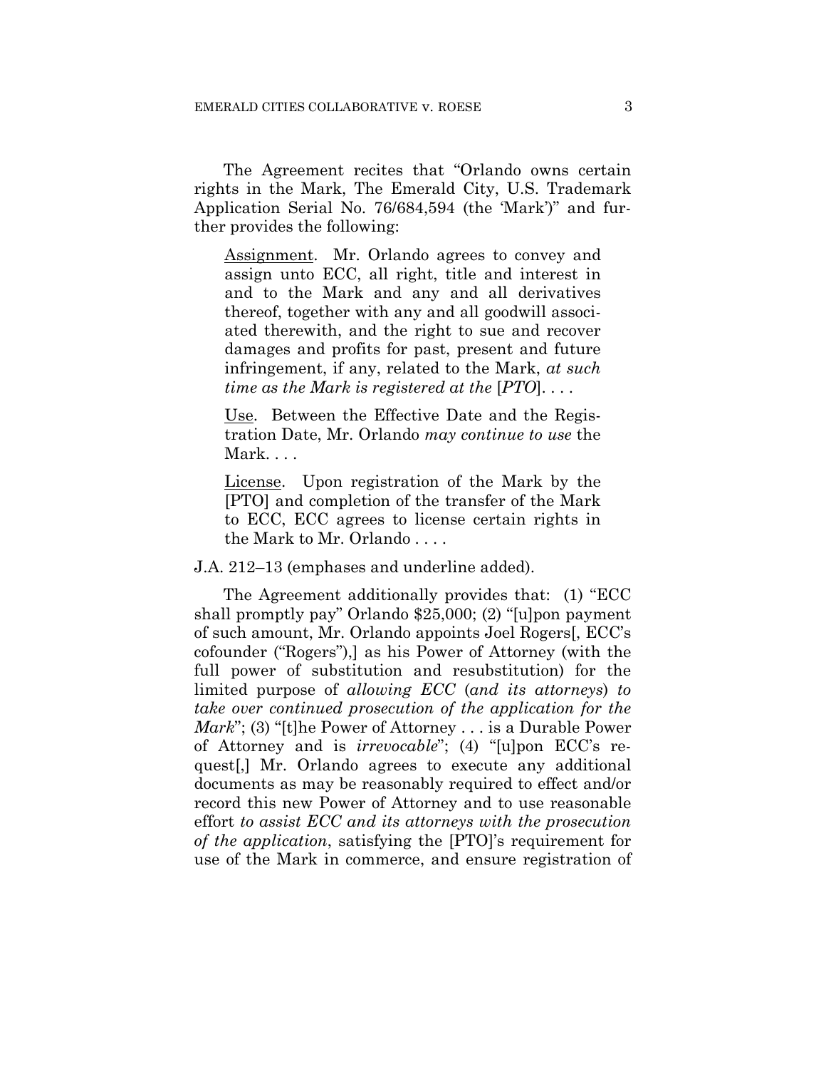The Agreement recites that "Orlando owns certain rights in the Mark, The Emerald City, U.S. Trademark Application Serial No. 76/684,594 (the 'Mark')" and further provides the following:

> <u>Assignment</u>. Mr. Orlando agrees to convey and assign unto ECC, all right, title and interest in and to the Mark and any and all derivatives thereof, together with any and all goodwill associated therewith, and the right to sue and recover damages and profits for past, present and future infringement, if any, related to the Mark, *at such time as the Mark is registered at the* [*PTO*]. . . .
>
> <u>Use</u>. Between the Effective Date and the Registration Date, Mr. Orlando *may continue to use* the Mark. . . .
>
> <u>License</u>. Upon registration of the Mark by the [PTO] and completion of the transfer of the Mark to ECC, ECC agrees to license certain rights in the Mark to Mr. Orlando . . . .

J.A. 212–13 (emphases and underline added).

The Agreement additionally provides that: (1) "ECC shall promptly pay" Orlando $25,000; (2) "[u]pon payment of such amount, Mr. Orlando appoints Joel Rogers[, ECC's cofounder ("Rogers"),] as his Power of Attorney (with the full power of substitution and resubstitution) for the limited purpose of *allowing ECC* (*and its attorneys*) *to take over continued prosecution of the application for the Mark*"; (3) "[t]he Power of Attorney . . . is a Durable Power of Attorney and is *irrevocable*"; (4) "[u]pon ECC's request[,] Mr. Orlando agrees to execute any additional documents as may be reasonably required to effect and/or record this new Power of Attorney and to use reasonable effort *to assist ECC and its attorneys with the prosecution of the application*, satisfying the [PTO]'s requirement for use of the Mark in commerce, and ensure registration of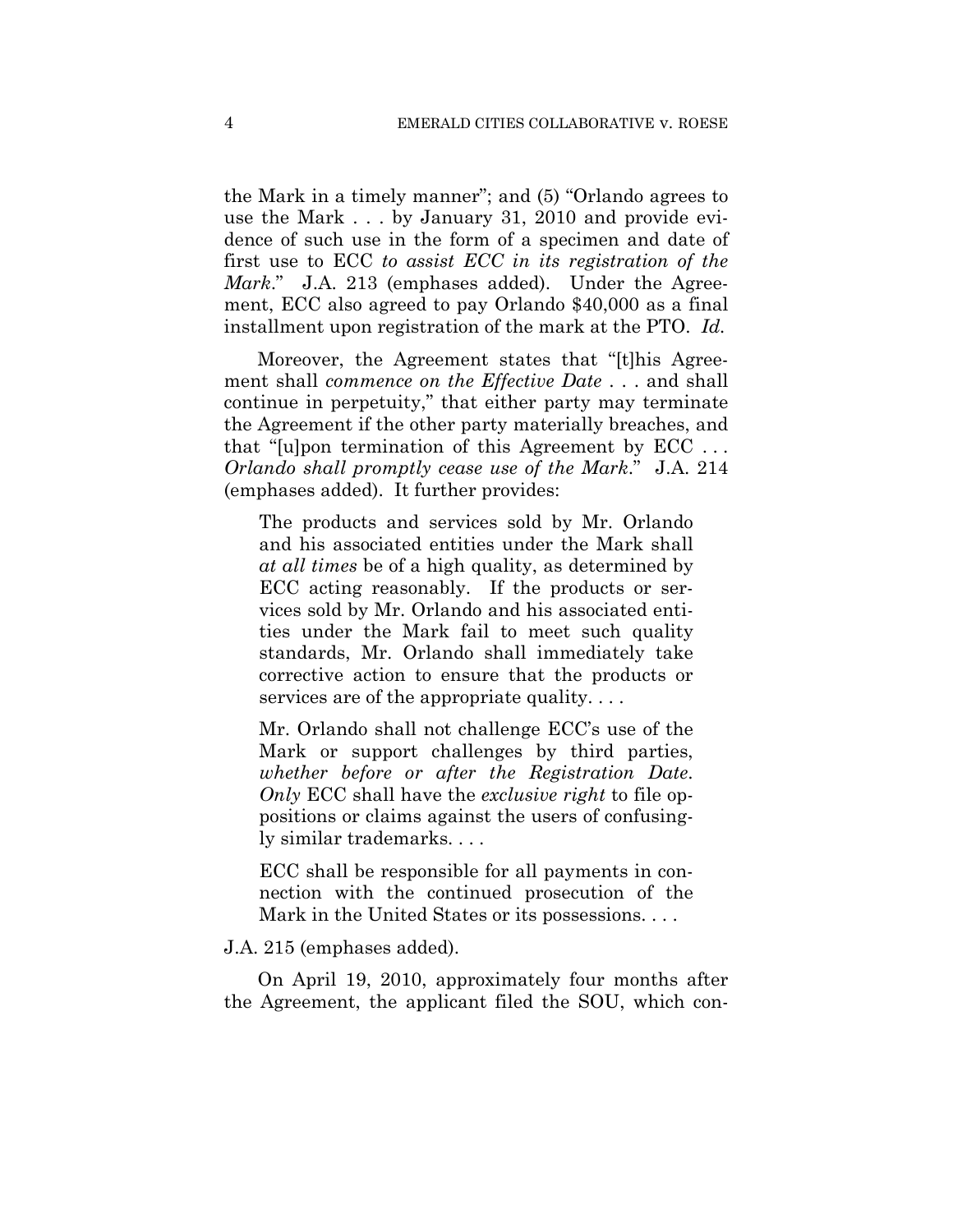the Mark in a timely manner"; and (5) "Orlando agrees to use the Mark . . . by January 31, 2010 and provide evidence of such use in the form of a specimen and date of first use to ECC *to assist ECC in its registration of the Mark*." J.A. 213 (emphases added). Under the Agreement, ECC also agreed to pay Orlando $40,000 as a final installment upon registration of the mark at the PTO. *Id.*

Moreover, the Agreement states that "[t]his Agreement shall *commence on the Effective Date* . . . and shall continue in perpetuity," that either party may terminate the Agreement if the other party materially breaches, and that "[u]pon termination of this Agreement by ECC . . . *Orlando shall promptly cease use of the Mark*." J.A. 214 (emphases added). It further provides:

> The products and services sold by Mr. Orlando and his associated entities under the Mark shall *at all times* be of a high quality, as determined by ECC acting reasonably. If the products or services sold by Mr. Orlando and his associated entities under the Mark fail to meet such quality standards, Mr. Orlando shall immediately take corrective action to ensure that the products or services are of the appropriate quality. . . .
>
> Mr. Orlando shall not challenge ECC's use of the Mark or support challenges by third parties, *whether before or after the Registration Date*. *Only* ECC shall have the *exclusive right* to file oppositions or claims against the users of confusingly similar trademarks. . . .
>
> ECC shall be responsible for all payments in connection with the continued prosecution of the Mark in the United States or its possessions. . . .

J.A. 215 (emphases added).

On April 19, 2010, approximately four months after the Agreement, the applicant filed the SOU, which con-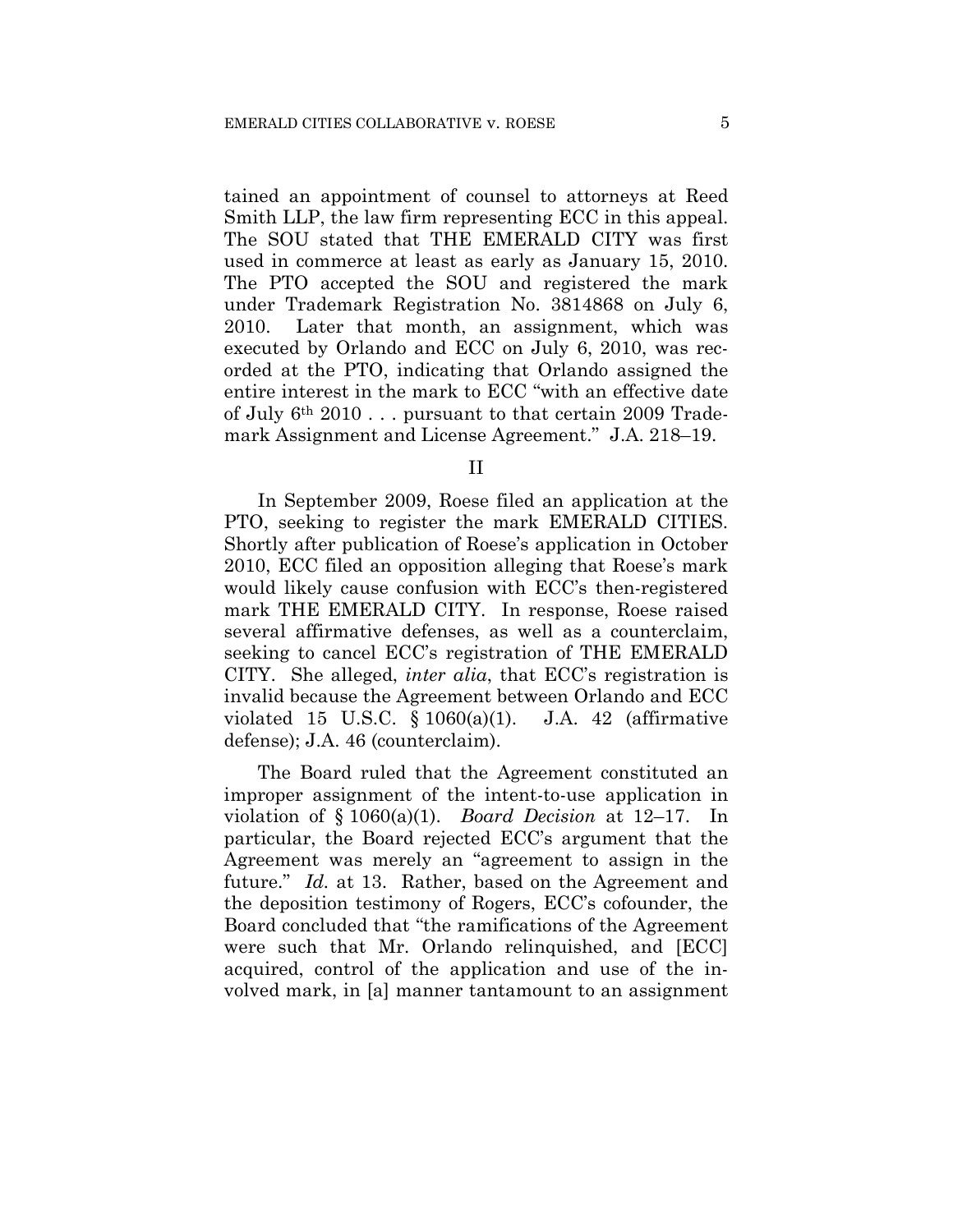tained an appointment of counsel to attorneys at Reed Smith LLP, the law firm representing ECC in this appeal. The SOU stated that THE EMERALD CITY was first used in commerce at least as early as January 15, 2010. The PTO accepted the SOU and registered the mark under Trademark Registration No. 3814868 on July 6, 2010. Later that month, an assignment, which was executed by Orlando and ECC on July 6, 2010, was recorded at the PTO, indicating that Orlando assigned the entire interest in the mark to ECC "with an effective date of July 6th 2010 . . . pursuant to that certain 2009 Trademark Assignment and License Agreement." J.A. 218–19.

## II

In September 2009, Roese filed an application at the PTO, seeking to register the mark EMERALD CITIES. Shortly after publication of Roese's application in October 2010, ECC filed an opposition alleging that Roese's mark would likely cause confusion with ECC's then-registered mark THE EMERALD CITY. In response, Roese raised several affirmative defenses, as well as a counterclaim, seeking to cancel ECC's registration of THE EMERALD CITY. She alleged, *inter alia*, that ECC's registration is invalid because the Agreement between Orlando and ECC violated 15 U.S.C. § 1060(a)(1). J.A. 42 (affirmative defense); J.A. 46 (counterclaim).

The Board ruled that the Agreement constituted an improper assignment of the intent-to-use application in violation of § 1060(a)(1). *Board Decision* at 12–17. In particular, the Board rejected ECC's argument that the Agreement was merely an "agreement to assign in the future." *Id.* at 13. Rather, based on the Agreement and the deposition testimony of Rogers, ECC's cofounder, the Board concluded that "the ramifications of the Agreement were such that Mr. Orlando relinquished, and [ECC] acquired, control of the application and use of the involved mark, in [a] manner tantamount to an assignment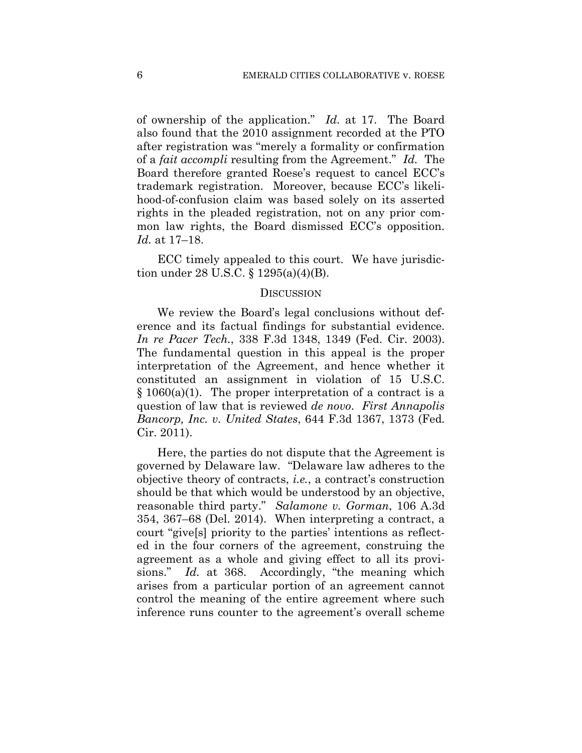of ownership of the application." *Id.* at 17. The Board also found that the 2010 assignment recorded at the PTO after registration was "merely a formality or confirmation of a *fait accompli* resulting from the Agreement." *Id.* The Board therefore granted Roese's request to cancel ECC's trademark registration. Moreover, because ECC's likelihood-of-confusion claim was based solely on its asserted rights in the pleaded registration, not on any prior common law rights, the Board dismissed ECC's opposition. *Id.* at 17–18.

ECC timely appealed to this court. We have jurisdiction under 28 U.S.C. § 1295(a)(4)(B).

## DISCUSSION

We review the Board's legal conclusions without deference and its factual findings for substantial evidence. *In re Pacer Tech.*, 338 F.3d 1348, 1349 (Fed. Cir. 2003). The fundamental question in this appeal is the proper interpretation of the Agreement, and hence whether it constituted an assignment in violation of 15 U.S.C. § 1060(a)(1). The proper interpretation of a contract is a question of law that is reviewed *de novo*. *First Annapolis Bancorp, Inc. v. United States*, 644 F.3d 1367, 1373 (Fed. Cir. 2011).

Here, the parties do not dispute that the Agreement is governed by Delaware law. "Delaware law adheres to the objective theory of contracts, *i.e.*, a contract's construction should be that which would be understood by an objective, reasonable third party." *Salamone v. Gorman*, 106 A.3d 354, 367–68 (Del. 2014). When interpreting a contract, a court "give[s] priority to the parties' intentions as reflected in the four corners of the agreement, construing the agreement as a whole and giving effect to all its provisions." *Id.* at 368. Accordingly, "the meaning which arises from a particular portion of an agreement cannot control the meaning of the entire agreement where such inference runs counter to the agreement's overall scheme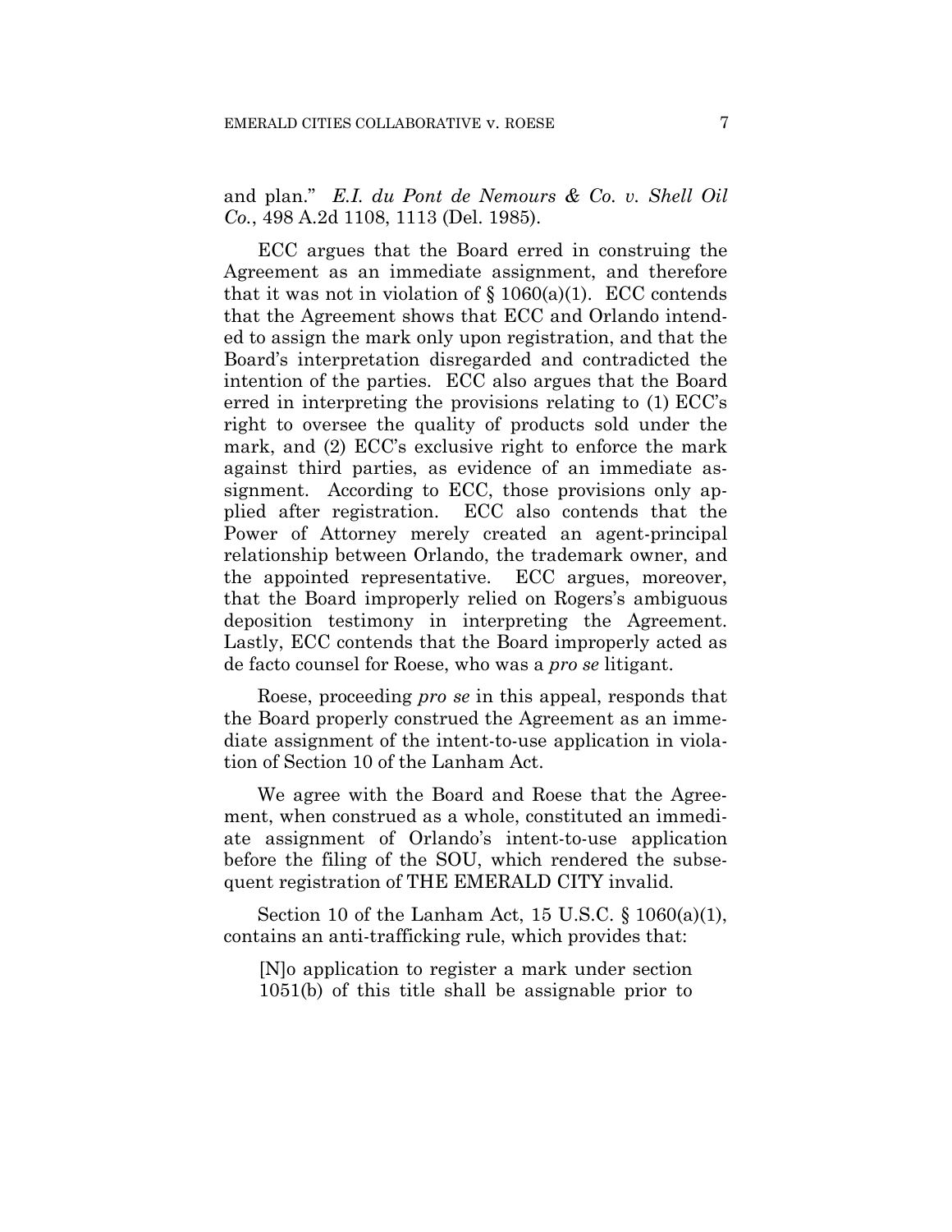and plan." *E.I. du Pont de Nemours & Co. v. Shell Oil Co.*, 498 A.2d 1108, 1113 (Del. 1985).

ECC argues that the Board erred in construing the Agreement as an immediate assignment, and therefore that it was not in violation of § 1060(a)(1). ECC contends that the Agreement shows that ECC and Orlando intended to assign the mark only upon registration, and that the Board's interpretation disregarded and contradicted the intention of the parties. ECC also argues that the Board erred in interpreting the provisions relating to (1) ECC's right to oversee the quality of products sold under the mark, and (2) ECC's exclusive right to enforce the mark against third parties, as evidence of an immediate assignment. According to ECC, those provisions only applied after registration. ECC also contends that the Power of Attorney merely created an agent-principal relationship between Orlando, the trademark owner, and the appointed representative. ECC argues, moreover, that the Board improperly relied on Rogers's ambiguous deposition testimony in interpreting the Agreement. Lastly, ECC contends that the Board improperly acted as de facto counsel for Roese, who was a *pro se* litigant.

Roese, proceeding *pro se* in this appeal, responds that the Board properly construed the Agreement as an immediate assignment of the intent-to-use application in violation of Section 10 of the Lanham Act.

We agree with the Board and Roese that the Agreement, when construed as a whole, constituted an immediate assignment of Orlando's intent-to-use application before the filing of the SOU, which rendered the subsequent registration of THE EMERALD CITY invalid.

Section 10 of the Lanham Act, 15 U.S.C. § 1060(a)(1), contains an anti-trafficking rule, which provides that:

> [N]o application to register a mark under section 1051(b) of this title shall be assignable prior to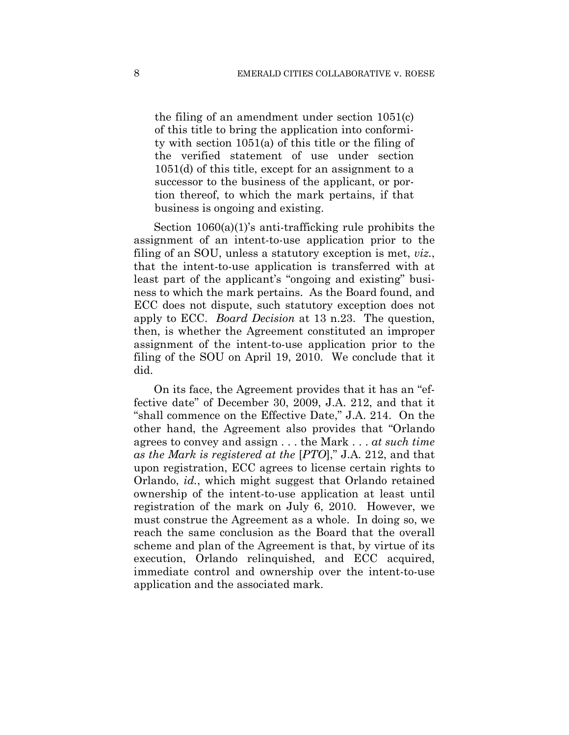> the filing of an amendment under section 1051(c) of this title to bring the application into conformity with section 1051(a) of this title or the filing of the verified statement of use under section 1051(d) of this title, except for an assignment to a successor to the business of the applicant, or portion thereof, to which the mark pertains, if that business is ongoing and existing.

Section 1060(a)(1)'s anti-trafficking rule prohibits the assignment of an intent-to-use application prior to the filing of an SOU, unless a statutory exception is met, *viz.*, that the intent-to-use application is transferred with at least part of the applicant's "ongoing and existing" business to which the mark pertains. As the Board found, and ECC does not dispute, such statutory exception does not apply to ECC. *Board Decision* at 13 n.23. The question, then, is whether the Agreement constituted an improper assignment of the intent-to-use application prior to the filing of the SOU on April 19, 2010. We conclude that it did.

On its face, the Agreement provides that it has an "effective date" of December 30, 2009, J.A. 212, and that it "shall commence on the Effective Date," J.A. 214. On the other hand, the Agreement also provides that "Orlando agrees to convey and assign . . . the Mark . . . *at such time as the Mark is registered at the* [*PTO*]," J.A. 212, and that upon registration, ECC agrees to license certain rights to Orlando, *id.*, which might suggest that Orlando retained ownership of the intent-to-use application at least until registration of the mark on July 6, 2010. However, we must construe the Agreement as a whole. In doing so, we reach the same conclusion as the Board that the overall scheme and plan of the Agreement is that, by virtue of its execution, Orlando relinquished, and ECC acquired, immediate control and ownership over the intent-to-use application and the associated mark.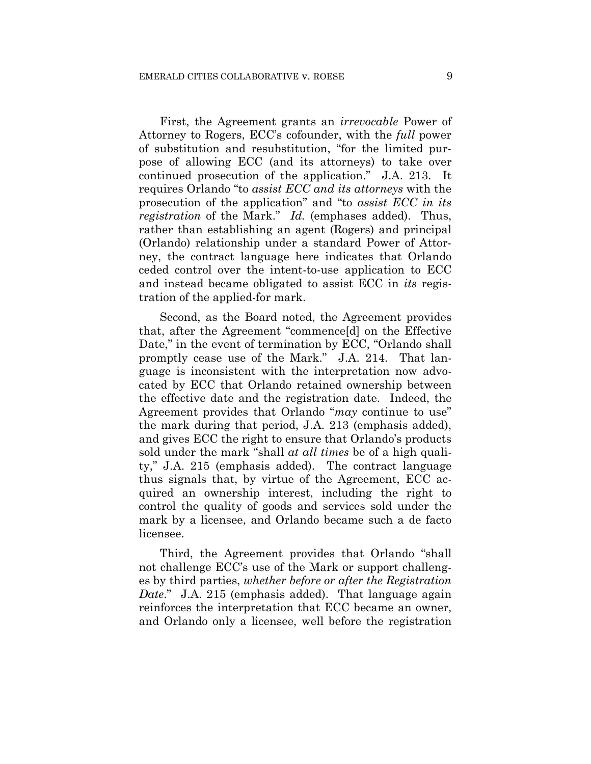First, the Agreement grants an *irrevocable* Power of Attorney to Rogers, ECC's cofounder, with the *full* power of substitution and resubstitution, "for the limited purpose of allowing ECC (and its attorneys) to take over continued prosecution of the application." J.A. 213. It requires Orlando "to *assist ECC and its attorneys* with the prosecution of the application" and "to *assist ECC in its registration* of the Mark." *Id.* (emphases added). Thus, rather than establishing an agent (Rogers) and principal (Orlando) relationship under a standard Power of Attorney, the contract language here indicates that Orlando ceded control over the intent-to-use application to ECC and instead became obligated to assist ECC in *its* registration of the applied-for mark.

Second, as the Board noted, the Agreement provides that, after the Agreement "commence[d] on the Effective Date," in the event of termination by ECC, "Orlando shall promptly cease use of the Mark." J.A. 214. That language is inconsistent with the interpretation now advocated by ECC that Orlando retained ownership between the effective date and the registration date. Indeed, the Agreement provides that Orlando "*may* continue to use" the mark during that period, J.A. 213 (emphasis added), and gives ECC the right to ensure that Orlando's products sold under the mark "shall *at all times* be of a high quality," J.A. 215 (emphasis added). The contract language thus signals that, by virtue of the Agreement, ECC acquired an ownership interest, including the right to control the quality of goods and services sold under the mark by a licensee, and Orlando became such a de facto licensee.

Third, the Agreement provides that Orlando "shall not challenge ECC's use of the Mark or support challenges by third parties, *whether before or after the Registration Date*." J.A. 215 (emphasis added). That language again reinforces the interpretation that ECC became an owner, and Orlando only a licensee, well before the registration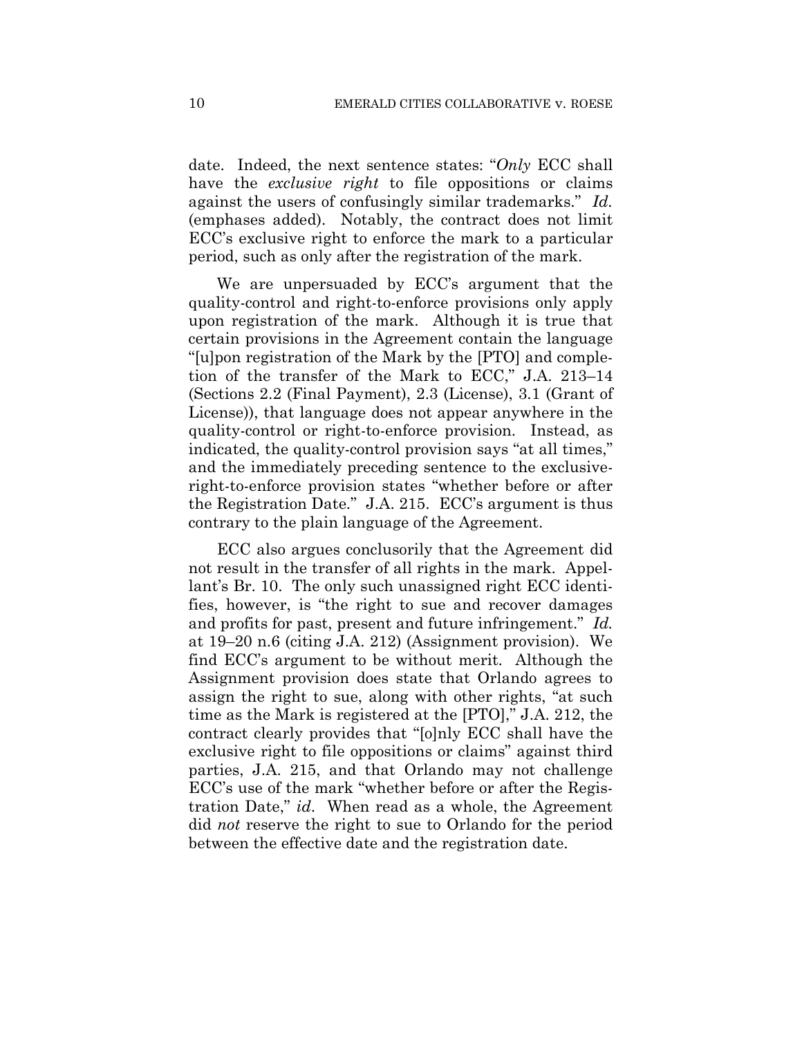date. Indeed, the next sentence states: "*Only* ECC shall have the *exclusive right* to file oppositions or claims against the users of confusingly similar trademarks." *Id.* (emphases added). Notably, the contract does not limit ECC's exclusive right to enforce the mark to a particular period, such as only after the registration of the mark.

We are unpersuaded by ECC's argument that the quality-control and right-to-enforce provisions only apply upon registration of the mark. Although it is true that certain provisions in the Agreement contain the language "[u]pon registration of the Mark by the [PTO] and completion of the transfer of the Mark to ECC," J.A. 213–14 (Sections 2.2 (Final Payment), 2.3 (License), 3.1 (Grant of License)), that language does not appear anywhere in the quality-control or right-to-enforce provision. Instead, as indicated, the quality-control provision says "at all times," and the immediately preceding sentence to the exclusive-right-to-enforce provision states "whether before or after the Registration Date." J.A. 215. ECC's argument is thus contrary to the plain language of the Agreement.

ECC also argues conclusorily that the Agreement did not result in the transfer of all rights in the mark. Appellant's Br. 10. The only such unassigned right ECC identifies, however, is "the right to sue and recover damages and profits for past, present and future infringement." *Id.* at 19–20 n.6 (citing J.A. 212) (Assignment provision). We find ECC's argument to be without merit. Although the Assignment provision does state that Orlando agrees to assign the right to sue, along with other rights, "at such time as the Mark is registered at the [PTO]," J.A. 212, the contract clearly provides that "[o]nly ECC shall have the exclusive right to file oppositions or claims" against third parties, J.A. 215, and that Orlando may not challenge ECC's use of the mark "whether before or after the Registration Date," *id*. When read as a whole, the Agreement did *not* reserve the right to sue to Orlando for the period between the effective date and the registration date.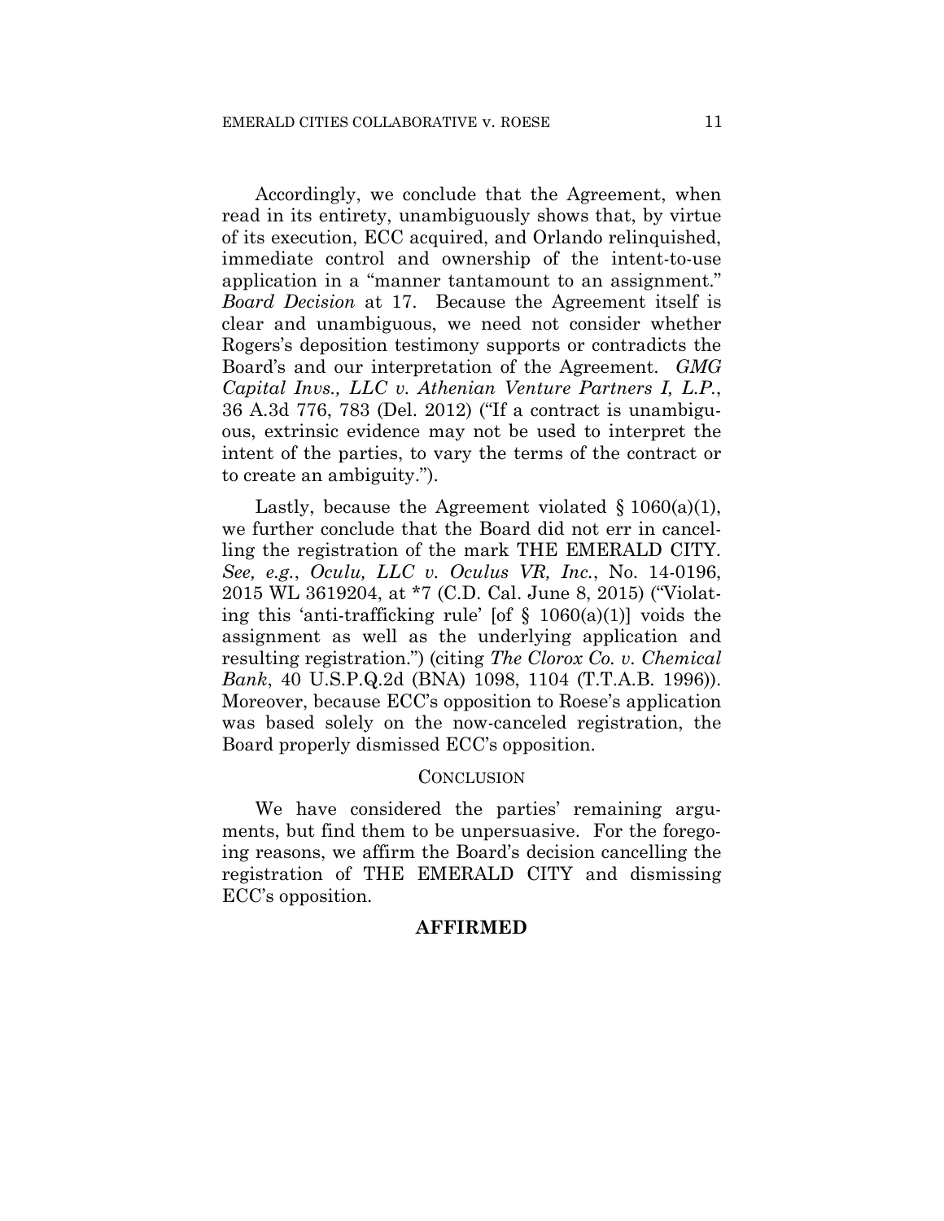Accordingly, we conclude that the Agreement, when read in its entirety, unambiguously shows that, by virtue of its execution, ECC acquired, and Orlando relinquished, immediate control and ownership of the intent-to-use application in a "manner tantamount to an assignment." *Board Decision* at 17. Because the Agreement itself is clear and unambiguous, we need not consider whether Rogers's deposition testimony supports or contradicts the Board's and our interpretation of the Agreement. *GMG Capital Invs., LLC v. Athenian Venture Partners I, L.P.*, 36 A.3d 776, 783 (Del. 2012) ("If a contract is unambiguous, extrinsic evidence may not be used to interpret the intent of the parties, to vary the terms of the contract or to create an ambiguity.").

Lastly, because the Agreement violated § 1060(a)(1), we further conclude that the Board did not err in cancelling the registration of the mark THE EMERALD CITY. *See, e.g.*, *Oculu, LLC v. Oculus VR, Inc.*, No. 14-0196, 2015 WL 3619204, at *7 (C.D. Cal. June 8, 2015) ("Violating this 'anti-trafficking rule' [of § 1060(a)(1)] voids the assignment as well as the underlying application and resulting registration.") (citing *The Clorox Co. v. Chemical Bank*, 40 U.S.P.Q.2d (BNA) 1098, 1104 (T.T.A.B. 1996)). Moreover, because ECC's opposition to Roese's application was based solely on the now-canceled registration, the Board properly dismissed ECC's opposition.

## CONCLUSION

We have considered the parties' remaining arguments, but find them to be unpersuasive. For the foregoing reasons, we affirm the Board's decision cancelling the registration of THE EMERALD CITY and dismissing ECC's opposition.

**AFFIRMED**